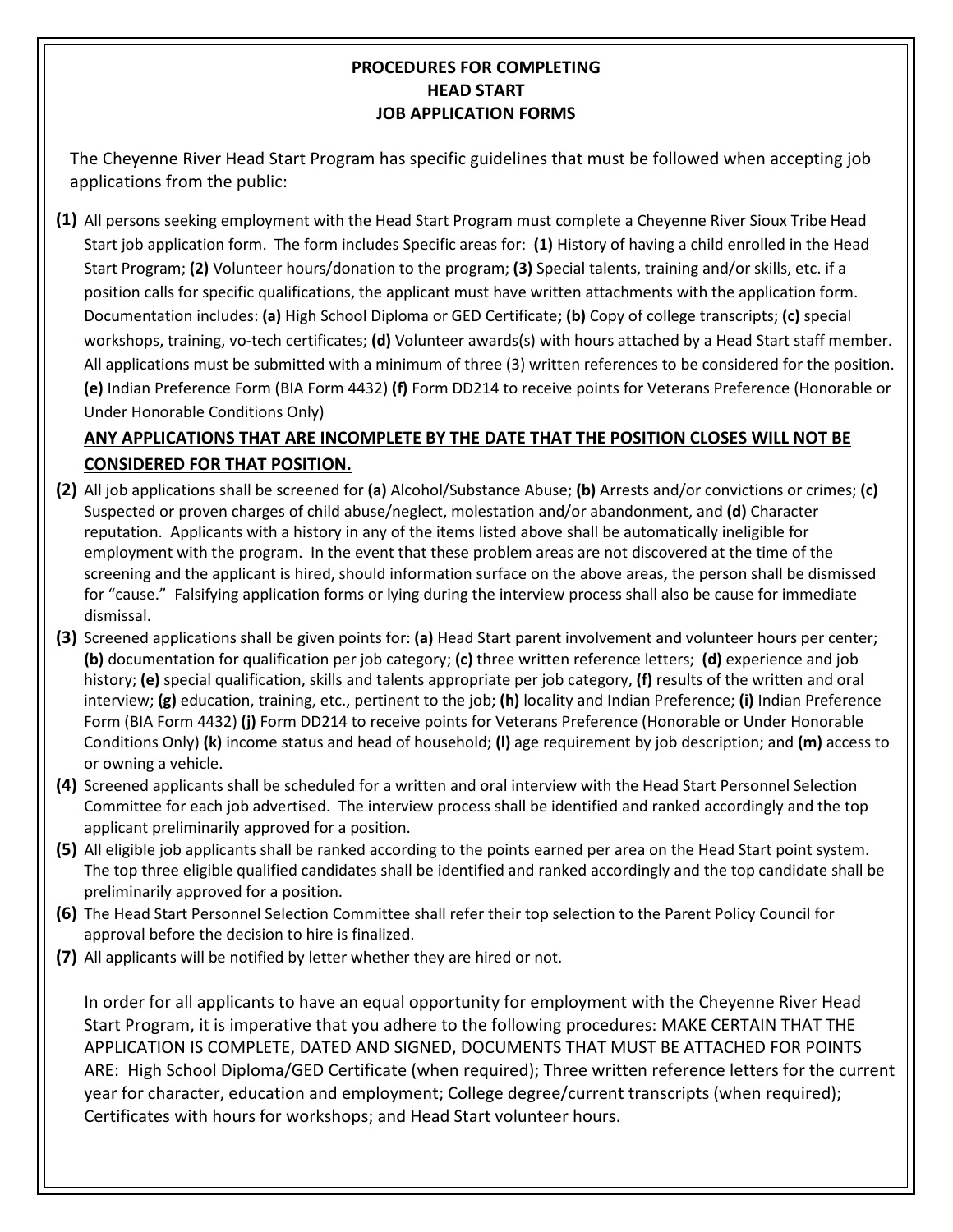# PROCEDURES FOR COMPLETING HEAD START JOB APPLICATION FORMS

The Cheyenne River Head Start Program has specific guidelines that must be followed when accepting job applications from the public:

**(1)** All persons seeking employment with the Head Start Program must complete a Cheyenne River Sioux Tribe Head Start job application form. The form includes Specific areas for: **(1)** History of having a child enrolled in the Head Start Program; **(2)** Volunteer hours/donation to the program; **(3)** Special talents, training and/or skills, etc. if a position calls for specific qualifications, the applicant must have written attachments with the application form. Documentation includes: **(a)** High School Diploma or GED Certificate**;** **(b)** Copy of college transcripts; **(c)** special workshops, training, vo-tech certificates; **(d)** Volunteer awards(s) with hours attached by a Head Start staff member. All applications must be submitted with a minimum of three (3) written references to be considered for the position. **(e)** Indian Preference Form (BIA Form 4432) **(f)** Form DD214 to receive points for Veterans Preference (Honorable or Under Honorable Conditions Only)

**ANY APPLICATIONS THAT ARE INCOMPLETE BY THE DATE THAT THE POSITION CLOSES WILL NOT BE CONSIDERED FOR THAT POSITION.**

**(2)** All job applications shall be screened for **(a)** Alcohol/Substance Abuse; **(b)** Arrests and/or convictions or crimes; **(c)** Suspected or proven charges of child abuse/neglect, molestation and/or abandonment, and **(d)** Character reputation. Applicants with a history in any of the items listed above shall be automatically ineligible for employment with the program. In the event that these problem areas are not discovered at the time of the screening and the applicant is hired, should information surface on the above areas, the person shall be dismissed for "cause." Falsifying application forms or lying during the interview process shall also be cause for immediate dismissal.

**(3)** Screened applications shall be given points for: **(a)** Head Start parent involvement and volunteer hours per center; **(b)** documentation for qualification per job category; **(c)** three written reference letters; **(d)** experience and job history; **(e)** special qualification, skills and talents appropriate per job category, **(f)** results of the written and oral interview; **(g)** education, training, etc., pertinent to the job; **(h)** locality and Indian Preference; **(i)** Indian Preference Form (BIA Form 4432) **(j)** Form DD214 to receive points for Veterans Preference (Honorable or Under Honorable Conditions Only) **(k)** income status and head of household; **(l)** age requirement by job description; and **(m)** access to or owning a vehicle.

**(4)** Screened applicants shall be scheduled for a written and oral interview with the Head Start Personnel Selection Committee for each job advertised. The interview process shall be identified and ranked accordingly and the top applicant preliminarily approved for a position.

**(5)** All eligible job applicants shall be ranked according to the points earned per area on the Head Start point system. The top three eligible qualified candidates shall be identified and ranked accordingly and the top candidate shall be preliminarily approved for a position.

**(6)** The Head Start Personnel Selection Committee shall refer their top selection to the Parent Policy Council for approval before the decision to hire is finalized.

**(7)** All applicants will be notified by letter whether they are hired or not.

In order for all applicants to have an equal opportunity for employment with the Cheyenne River Head Start Program, it is imperative that you adhere to the following procedures: MAKE CERTAIN THAT THE APPLICATION IS COMPLETE, DATED AND SIGNED, DOCUMENTS THAT MUST BE ATTACHED FOR POINTS ARE: High School Diploma/GED Certificate (when required); Three written reference letters for the current year for character, education and employment; College degree/current transcripts (when required); Certificates with hours for workshops; and Head Start volunteer hours.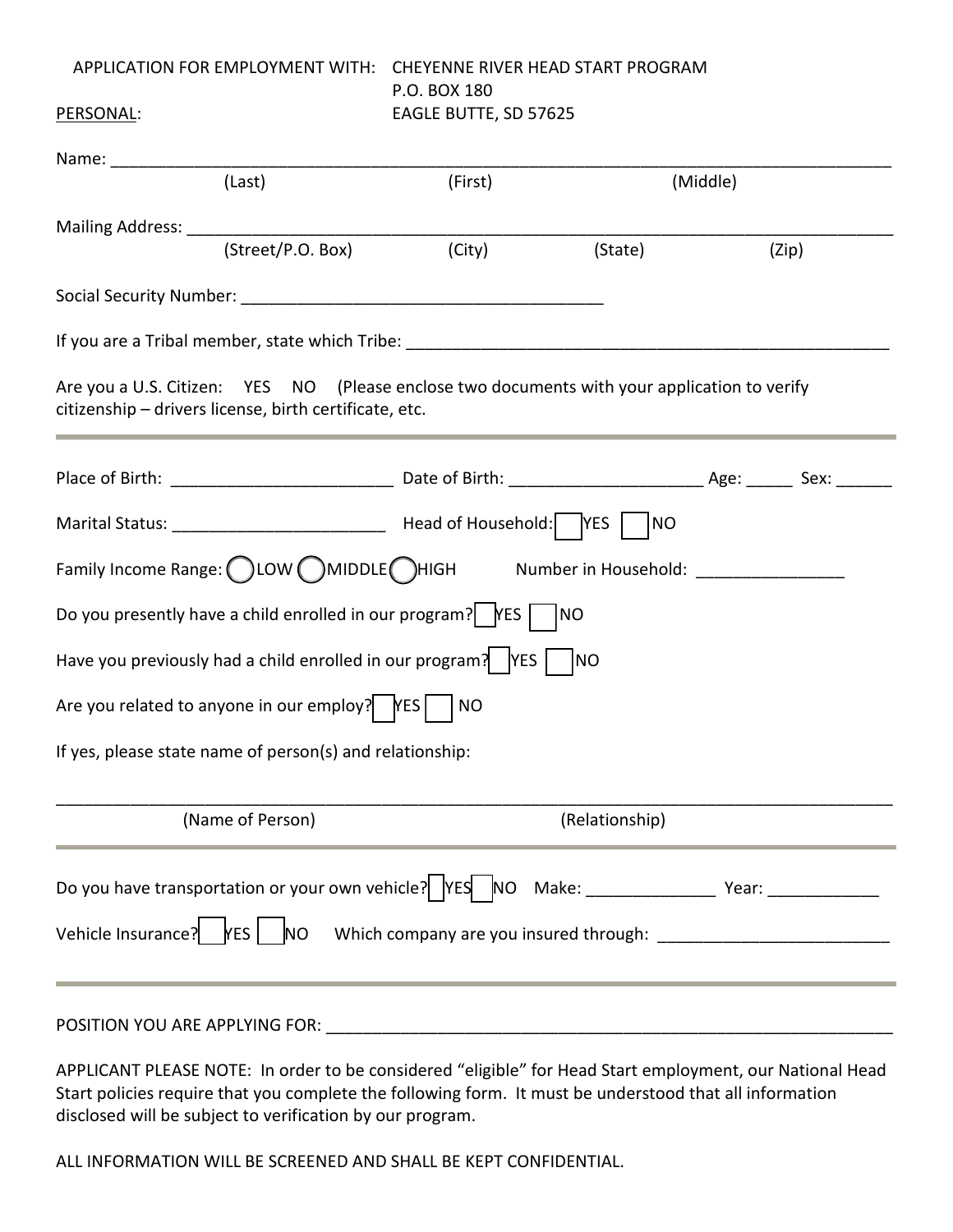APPLICATION FOR EMPLOYMENT WITH: CHEYENNE RIVER HEAD START PROGRAM
P.O. BOX 180
EAGLE BUTTE, SD 57625

PERSONAL:

Name: ______________________________________________________________________________
(Last) (First) (Middle)

Mailing Address: ________________________________________________________________________
(Street/P.O. Box) (City) (State) (Zip)

Social Security Number: _______________________________________

If you are a Tribal member, state which Tribe: ______________________________________________________

Are you a U.S. Citizen: YES NO (Please enclose two documents with your application to verify citizenship – drivers license, birth certificate, etc.

---

Place of Birth: ________________________ Date of Birth: _____________________ Age: _____ Sex: ______

Marital Status: _______________________ Head of Household: ☐ YES ☐ NO

Family Income Range: ◯ LOW ◯ MIDDLE ◯ HIGH Number in Household: ________________

Do you presently have a child enrolled in our program? ☐ YES ☐ NO

Have you previously had a child enrolled in our program? ☐ YES ☐ NO

Are you related to anyone in our employ? ☐ YES ☐ NO

If yes, please state name of person(s) and relationship:

_____________________________________________________________________________________
(Name of Person) (Relationship)

---

Do you have transportation or your own vehicle? ☐ YES ☐ NO Make: ______________ Year: ____________

Vehicle Insurance? ☐ YES ☐ NO Which company are you insured through: _________________________

---

POSITION YOU ARE APPLYING FOR: ________________________________________________________________

APPLICANT PLEASE NOTE: In order to be considered "eligible" for Head Start employment, our National Head Start policies require that you complete the following form. It must be understood that all information disclosed will be subject to verification by our program.

ALL INFORMATION WILL BE SCREENED AND SHALL BE KEPT CONFIDENTIAL.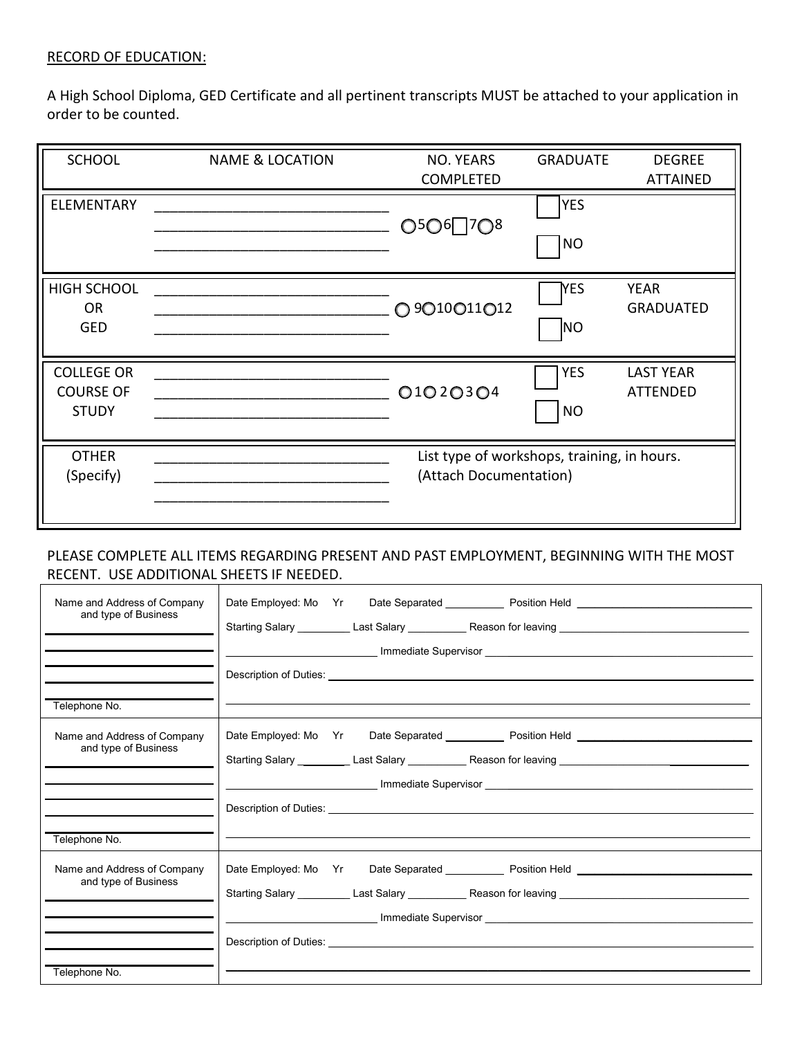RECORD OF EDUCATION:

A High School Diploma, GED Certificate and all pertinent transcripts MUST be attached to your application in order to be counted.

| SCHOOL | NAME & LOCATION | NO. YEARS COMPLETED | GRADUATE | DEGREE ATTAINED |
|---|---|---|---|---|
| ELEMENTARY | ______________________________ ______________________________ ______________________________ | ○5 ○6 ☐7 ○8 | ☐ YES ☐ NO | |
| HIGH SCHOOL OR GED | ______________________________ ______________________________ ______________________________ | ○ 9 ○10 ○11 ○12 | ☐ YES ☐ NO | YEAR GRADUATED |
| COLLEGE OR COURSE OF STUDY | ______________________________ ______________________________ ______________________________ | ○1 ○ 2 ○ 3 ○ 4 | ☐ YES ☐ NO | LAST YEAR ATTENDED |
| OTHER (Specify) | ______________________________ ______________________________ ______________________________ | List type of workshops, training, in hours. (Attach Documentation) | | |

PLEASE COMPLETE ALL ITEMS REGARDING PRESENT AND PAST EMPLOYMENT, BEGINNING WITH THE MOST RECENT. USE ADDITIONAL SHEETS IF NEEDED.

| Name and Address of Company and type of Business | |
|---|---|
| ______________________ ______________________ ______________________ ______________________ Telephone No. | Date Employed: Mo Yr Date Separated __________ Position Held ______________________ Starting Salary _________ Last Salary __________ Reason for leaving ______________________ ______________________ Immediate Supervisor ______________________ Description of Duties: ______________________ ______________________ |
| **Name and Address of Company and type of Business** ______________________ ______________________ ______________________ ______________________ Telephone No. | Date Employed: Mo Yr Date Separated __________ Position Held ______________________ Starting Salary _________ Last Salary __________ Reason for leaving ______________________ ______________________ Immediate Supervisor ______________________ Description of Duties: ______________________ ______________________ |
| **Name and Address of Company and type of Business** ______________________ ______________________ ______________________ ______________________ Telephone No. | Date Employed: Mo Yr Date Separated __________ Position Held ______________________ Starting Salary _________ Last Salary __________ Reason for leaving ______________________ ______________________ Immediate Supervisor ______________________ Description of Duties: ______________________ ______________________ |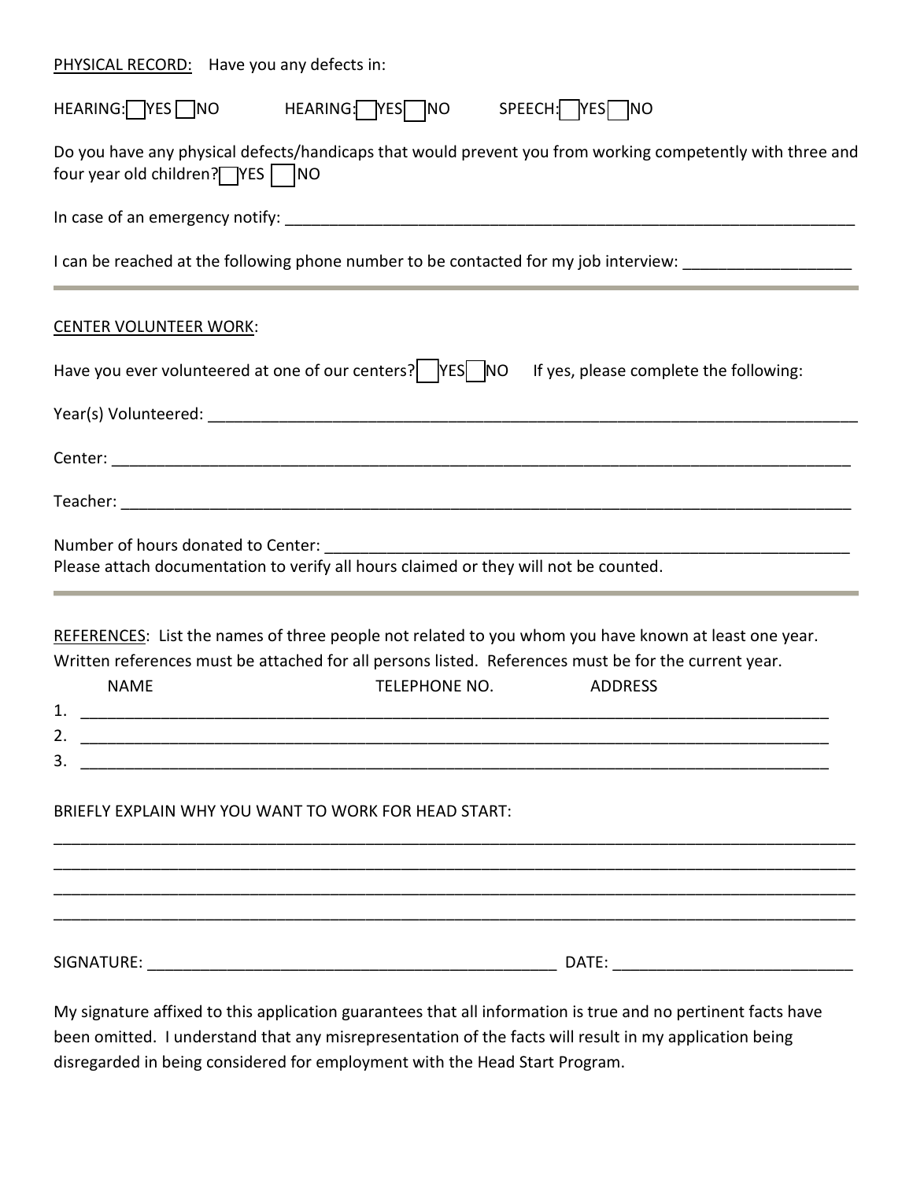PHYSICAL RECORD: Have you any defects in:

HEARING: ☐ YES ☐ NO HEARING: ☐ YES ☐ NO SPEECH: ☐ YES ☐ NO

Do you have any physical defects/handicaps that would prevent you from working competently with three and four year old children? ☐ YES ☐ NO

In case of an emergency notify: ___________________________________________________________________

I can be reached at the following phone number to be contacted for my job interview: ___________________

---

CENTER VOLUNTEER WORK:

Have you ever volunteered at one of our centers? ☐ YES ☐ NO If yes, please complete the following:

Year(s) Volunteered: ___________________________________________________________________________

Center: _____________________________________________________________________________________

Teacher: ____________________________________________________________________________________

Number of hours donated to Center: ___________________________________________________________
Please attach documentation to verify all hours claimed or they will not be counted.

---

REFERENCES: List the names of three people not related to you whom you have known at least one year. Written references must be attached for all persons listed. References must be for the current year.

NAME TELEPHONE NO. ADDRESS

1. ___________________________________________________________________________________________
2. ___________________________________________________________________________________________
3. ___________________________________________________________________________________________

BRIEFLY EXPLAIN WHY YOU WANT TO WORK FOR HEAD START:

______________________________________________________________________________________________
______________________________________________________________________________________________
______________________________________________________________________________________________
______________________________________________________________________________________________

SIGNATURE: ________________________________________________ DATE: ___________________________

My signature affixed to this application guarantees that all information is true and no pertinent facts have been omitted. I understand that any misrepresentation of the facts will result in my application being disregarded in being considered for employment with the Head Start Program.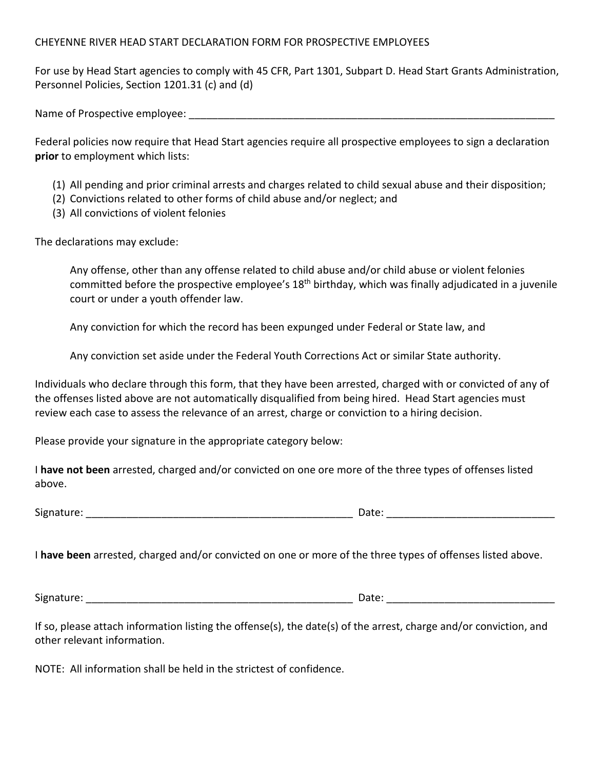CHEYENNE RIVER HEAD START DECLARATION FORM FOR PROSPECTIVE EMPLOYEES

For use by Head Start agencies to comply with 45 CFR, Part 1301, Subpart D. Head Start Grants Administration, Personnel Policies, Section 1201.31 (c) and (d)

Name of Prospective employee: ___________________________________________________________________

Federal policies now require that Head Start agencies require all prospective employees to sign a declaration **prior** to employment which lists:

(1) All pending and prior criminal arrests and charges related to child sexual abuse and their disposition;
(2) Convictions related to other forms of child abuse and/or neglect; and
(3) All convictions of violent felonies

The declarations may exclude:

> Any offense, other than any offense related to child abuse and/or child abuse or violent felonies committed before the prospective employee's 18th birthday, which was finally adjudicated in a juvenile court or under a youth offender law.
>
> Any conviction for which the record has been expunged under Federal or State law, and
>
> Any conviction set aside under the Federal Youth Corrections Act or similar State authority.

Individuals who declare through this form, that they have been arrested, charged with or convicted of any of the offenses listed above are not automatically disqualified from being hired. Head Start agencies must review each case to assess the relevance of an arrest, charge or conviction to a hiring decision.

Please provide your signature in the appropriate category below:

I **have not been** arrested, charged and/or convicted on one ore more of the three types of offenses listed above.

Signature: _______________________________________________ Date: _____________________________

I **have been** arrested, charged and/or convicted on one or more of the three types of offenses listed above.

Signature: _______________________________________________ Date: _____________________________

If so, please attach information listing the offense(s), the date(s) of the arrest, charge and/or conviction, and other relevant information.

NOTE: All information shall be held in the strictest of confidence.